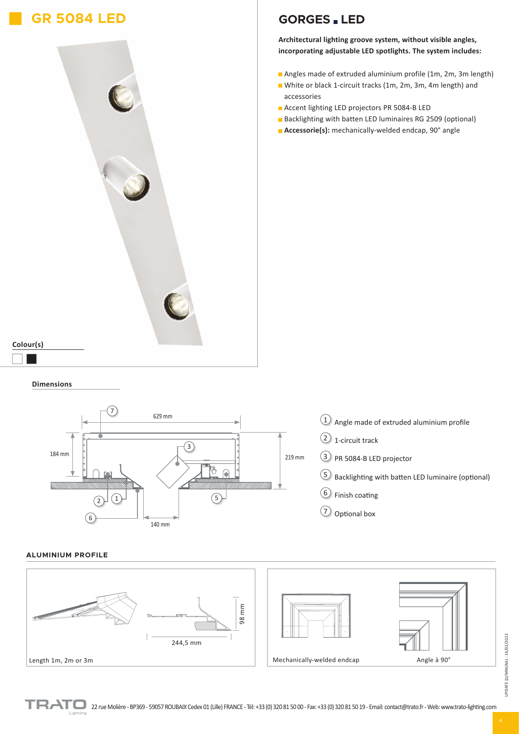# GR 5084 LED

## GORGES LED

**Architectural lighting groove system, without visible angles, incorporating adjustable LED spotlights. The system includes:**

- Angles made of extruded aluminium profile (1m, 2m, 3m length)
- White or black 1-circuit tracks (1m, 2m, 3m, 4m length) and accessories
- Accent lighting LED projectors PR 5084-B LED
- Backlighting with batten LED luminaires RG 2509 (optional)
- **Accessorie(s):** mechanically-welded endcap, 90° angle

**Colour(s)**

**Dimensions**

629 mm

184 mm

219 mm

140 mm

1. Angle made of extruded aluminium profile
2. 1-circuit track
3. PR 5084-B LED projector
5. Backlighting with batten LED luminaire (optional)
6. Finish coating
7. Optional box

### ALUMINIUM PROFILE

98 mm

244,5 mm

Length 1m, 2m or 3m

Mechanically-welded endcap

Angle à 90°

UPDATE (JJ/MM/AA) : 16/02/2022

22 rue Molière - BP369 - 59057 ROUBAIX Cedex 01 (Lille) FRANCE - Tél: +33 (0) 320 81 50 00 - Fax: +33 (0) 320 81 50 19 - Email: contact@trato.fr - Web: www.trato-lighting.com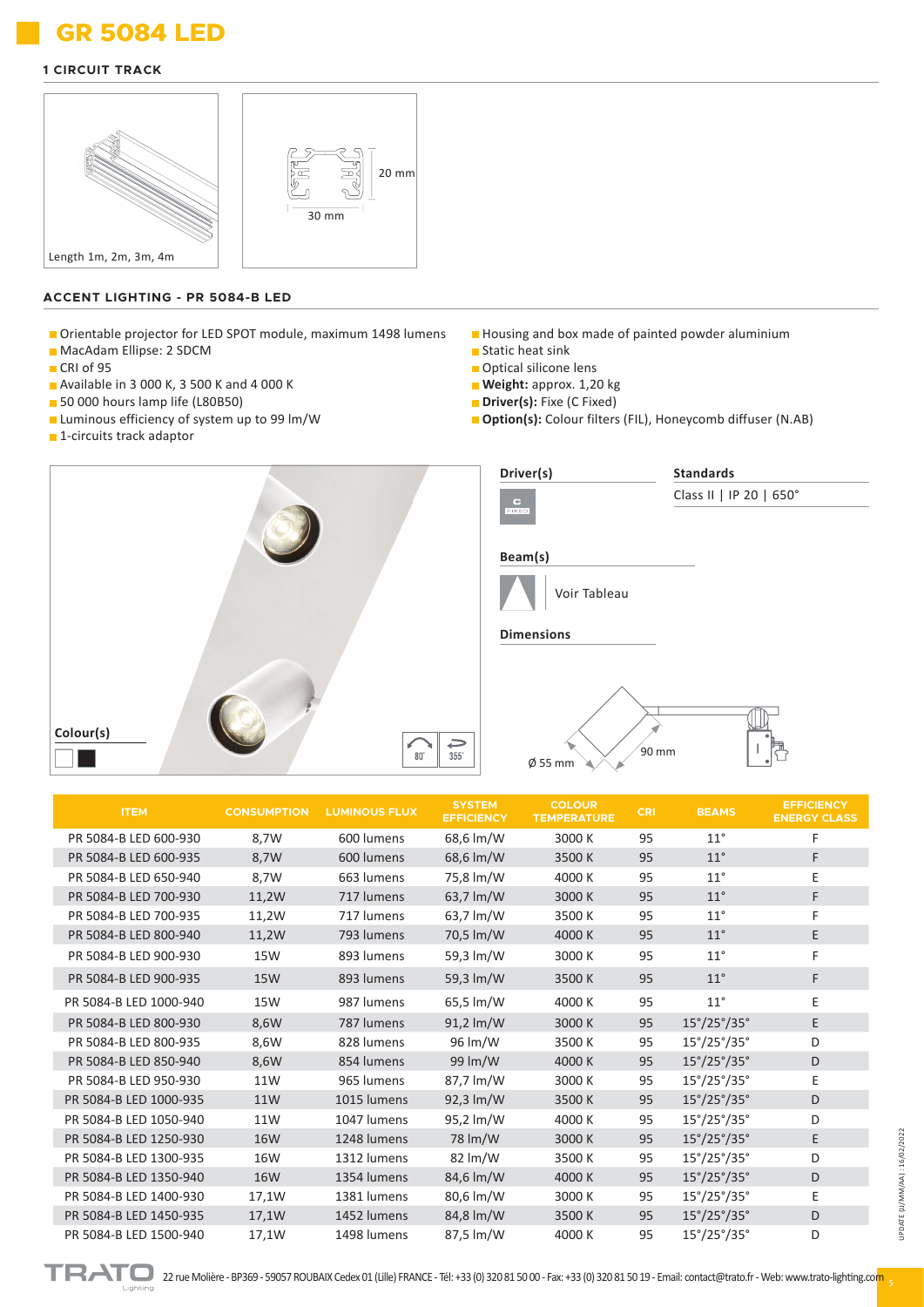# GR 5084 LED

## 1 CIRCUIT TRACK

20 mm

30 mm

Length 1m, 2m, 3m, 4m

## ACCENT LIGHTING - PR 5084-B LED

- Orientable projector for LED SPOT module, maximum 1498 lumens
- MacAdam Ellipse: 2 SDCM
- CRI of 95
- Available in 3 000 K, 3 500 K and 4 000 K
- 50 000 hours lamp life (L80B50)
- Luminous efficiency of system up to 99 lm/W
- 1-circuits track adaptor
- Housing and box made of painted powder aluminium
- Static heat sink
- Optical silicone lens
- **Weight:** approx. 1,20 kg
- **Driver(s):** Fixe (C Fixed)
- **Option(s):** Colour filters (FIL), Honeycomb diffuser (N.AB)

**Driver(s)**

C FIXED

**Standards**

Class II | IP 20 | 650°

**Beam(s)**

Voir Tableau

**Dimensions**

Ø 55 mm

90 mm

**Colour(s)**

80° 355°

| ITEM | CONSUMPTION | LUMINOUS FLUX | SYSTEM EFFICIENCY | COLOUR TEMPERATURE | CRI | BEAMS | EFFICIENCY ENERGY CLASS |
|---|---|---|---|---|---|---|---|
| PR 5084-B LED 600-930 | 8,7W | 600 lumens | 68,6 lm/W | 3000 K | 95 | 11° | F |
| PR 5084-B LED 600-935 | 8,7W | 600 lumens | 68,6 lm/W | 3500 K | 95 | 11° | F |
| PR 5084-B LED 650-940 | 8,7W | 663 lumens | 75,8 lm/W | 4000 K | 95 | 11° | E |
| PR 5084-B LED 700-930 | 11,2W | 717 lumens | 63,7 lm/W | 3000 K | 95 | 11° | F |
| PR 5084-B LED 700-935 | 11,2W | 717 lumens | 63,7 lm/W | 3500 K | 95 | 11° | F |
| PR 5084-B LED 800-940 | 11,2W | 793 lumens | 70,5 lm/W | 4000 K | 95 | 11° | E |
| PR 5084-B LED 900-930 | 15W | 893 lumens | 59,3 lm/W | 3000 K | 95 | 11° | F |
| PR 5084-B LED 900-935 | 15W | 893 lumens | 59,3 lm/W | 3500 K | 95 | 11° | F |
| PR 5084-B LED 1000-940 | 15W | 987 lumens | 65,5 lm/W | 4000 K | 95 | 11° | E |
| PR 5084-B LED 800-930 | 8,6W | 787 lumens | 91,2 lm/W | 3000 K | 95 | 15°/25°/35° | E |
| PR 5084-B LED 800-935 | 8,6W | 828 lumens | 96 lm/W | 3500 K | 95 | 15°/25°/35° | D |
| PR 5084-B LED 850-940 | 8,6W | 854 lumens | 99 lm/W | 4000 K | 95 | 15°/25°/35° | D |
| PR 5084-B LED 950-930 | 11W | 965 lumens | 87,7 lm/W | 3000 K | 95 | 15°/25°/35° | E |
| PR 5084-B LED 1000-935 | 11W | 1015 lumens | 92,3 lm/W | 3500 K | 95 | 15°/25°/35° | D |
| PR 5084-B LED 1050-940 | 11W | 1047 lumens | 95,2 lm/W | 4000 K | 95 | 15°/25°/35° | D |
| PR 5084-B LED 1250-930 | 16W | 1248 lumens | 78 lm/W | 3000 K | 95 | 15°/25°/35° | E |
| PR 5084-B LED 1300-935 | 16W | 1312 lumens | 82 lm/W | 3500 K | 95 | 15°/25°/35° | D |
| PR 5084-B LED 1350-940 | 16W | 1354 lumens | 84,6 lm/W | 4000 K | 95 | 15°/25°/35° | D |
| PR 5084-B LED 1400-930 | 17,1W | 1381 lumens | 80,6 lm/W | 3000 K | 95 | 15°/25°/35° | E |
| PR 5084-B LED 1450-935 | 17,1W | 1452 lumens | 84,8 lm/W | 3500 K | 95 | 15°/25°/35° | D |
| PR 5084-B LED 1500-940 | 17,1W | 1498 lumens | 87,5 lm/W | 4000 K | 95 | 15°/25°/35° | D |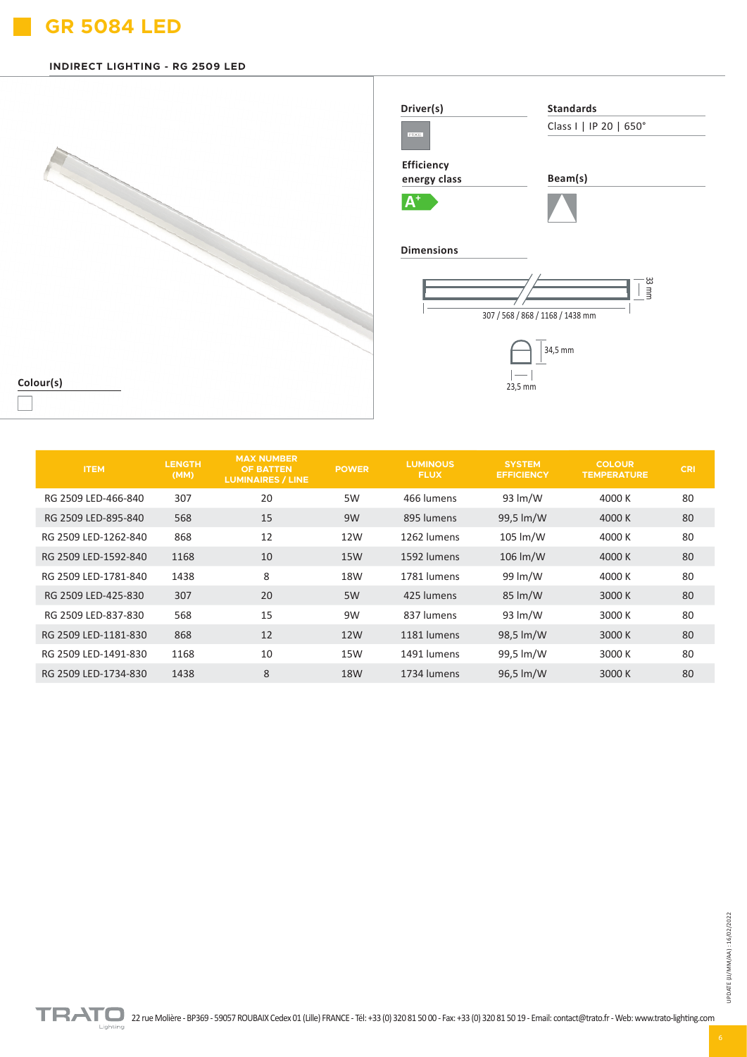# GR 5084 LED

#### INDIRECT LIGHTING - RG 2509 LED

**Driver(s)**

FIXE

**Standards**

Class I | IP 20 | 650°

**Efficiency energy class**

A+

**Beam(s)**

**Dimensions**

33 mm

307 / 568 / 868 / 1168 / 1438 mm

34,5 mm

23,5 mm

**Colour(s)**

| ITEM | LENGTH (MM) | MAX NUMBER OF BATTEN LUMINAIRES / LINE | POWER | LUMINOUS FLUX | SYSTEM EFFICIENCY | COLOUR TEMPERATURE | CRI |
|---|---|---|---|---|---|---|---|
| RG 2509 LED-466-840 | 307 | 20 | 5W | 466 lumens | 93 lm/W | 4000 K | 80 |
| RG 2509 LED-895-840 | 568 | 15 | 9W | 895 lumens | 99,5 lm/W | 4000 K | 80 |
| RG 2509 LED-1262-840 | 868 | 12 | 12W | 1262 lumens | 105 lm/W | 4000 K | 80 |
| RG 2509 LED-1592-840 | 1168 | 10 | 15W | 1592 lumens | 106 lm/W | 4000 K | 80 |
| RG 2509 LED-1781-840 | 1438 | 8 | 18W | 1781 lumens | 99 lm/W | 4000 K | 80 |
| RG 2509 LED-425-830 | 307 | 20 | 5W | 425 lumens | 85 lm/W | 3000 K | 80 |
| RG 2509 LED-837-830 | 568 | 15 | 9W | 837 lumens | 93 lm/W | 3000 K | 80 |
| RG 2509 LED-1181-830 | 868 | 12 | 12W | 1181 lumens | 98,5 lm/W | 3000 K | 80 |
| RG 2509 LED-1491-830 | 1168 | 10 | 15W | 1491 lumens | 99,5 lm/W | 3000 K | 80 |
| RG 2509 LED-1734-830 | 1438 | 8 | 18W | 1734 lumens | 96,5 lm/W | 3000 K | 80 |

UPDATE (JJ/MM/AA) : 16/02/2022

TRATO Lighting 22 rue Molière - BP369 - 59057 ROUBAIX Cedex 01 (Lille) FRANCE - Tél: +33 (0) 320 81 50 00 - Fax: +33 (0) 320 81 50 19 - Email: contact@trato.fr - Web: www.trato-lighting.com